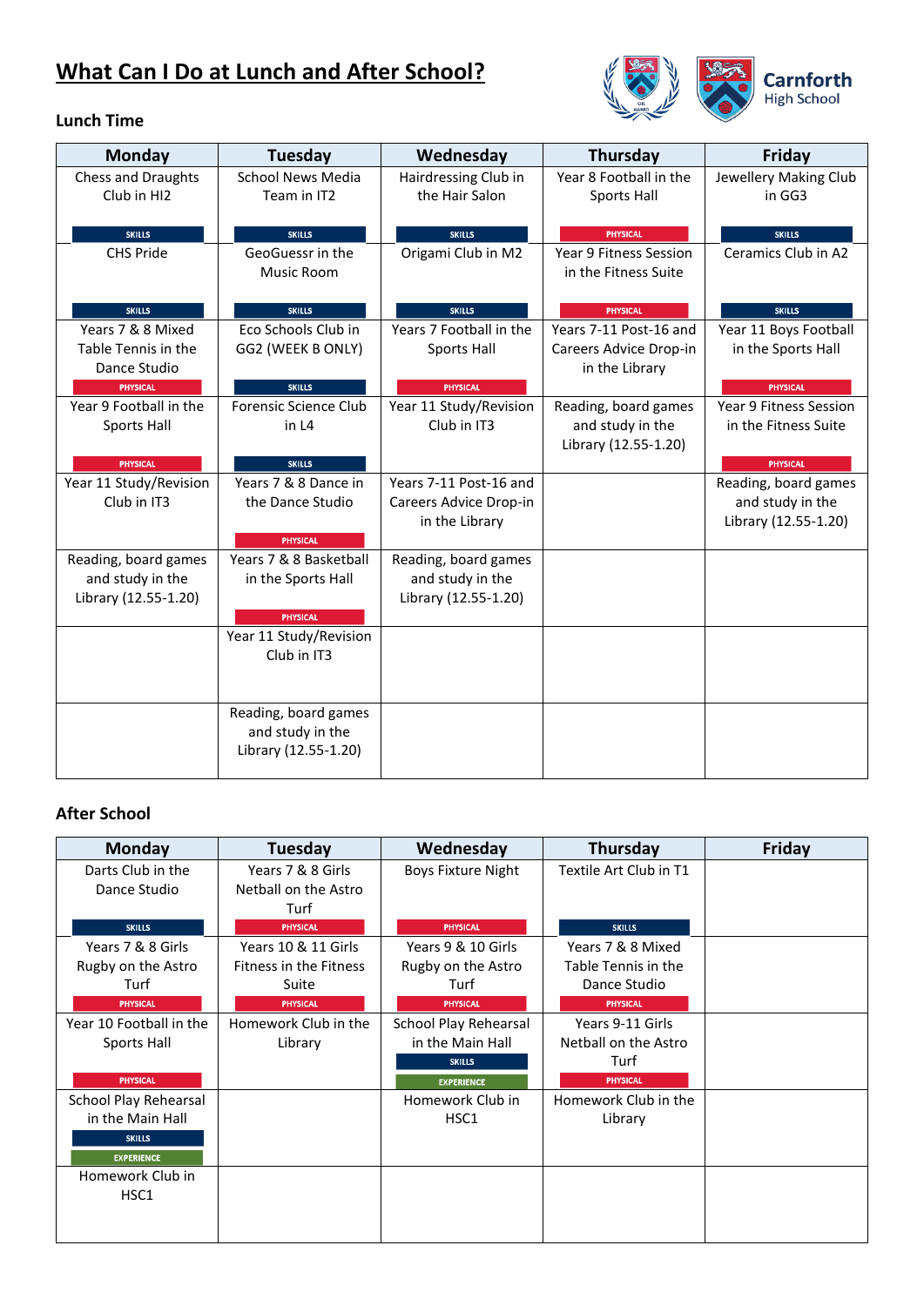# What Can I Do at Lunch and After School?

Carnforth High School

## Lunch Time

| Monday | Tuesday | Wednesday | Thursday | Friday |
|---|---|---|---|---|
| Chess and Draughts Club in HI2 SKILLS | School News Media Team in IT2 SKILLS | Hairdressing Club in the Hair Salon SKILLS | Year 8 Football in the Sports Hall PHYSICAL | Jewellery Making Club in GG3 SKILLS |
| CHS Pride SKILLS | GeoGuessr in the Music Room SKILLS | Origami Club in M2 SKILLS | Year 9 Fitness Session in the Fitness Suite PHYSICAL | Ceramics Club in A2 SKILLS |
| Years 7 & 8 Mixed Table Tennis in the Dance Studio PHYSICAL | Eco Schools Club in GG2 (WEEK B ONLY) SKILLS | Years 7 Football in the Sports Hall PHYSICAL | Years 7-11 Post-16 and Careers Advice Drop-in in the Library | Year 11 Boys Football in the Sports Hall PHYSICAL |
| Year 9 Football in the Sports Hall PHYSICAL | Forensic Science Club in L4 SKILLS | Year 11 Study/Revision Club in IT3 | Reading, board games and study in the Library (12.55-1.20) | Year 9 Fitness Session in the Fitness Suite PHYSICAL |
| Year 11 Study/Revision Club in IT3 | Years 7 & 8 Dance in the Dance Studio PHYSICAL | Years 7-11 Post-16 and Careers Advice Drop-in in the Library | | Reading, board games and study in the Library (12.55-1.20) |
| Reading, board games and study in the Library (12.55-1.20) | Years 7 & 8 Basketball in the Sports Hall PHYSICAL | Reading, board games and study in the Library (12.55-1.20) | | |
| | Year 11 Study/Revision Club in IT3 | | | |
| | Reading, board games and study in the Library (12.55-1.20) | | | |

## After School

| Monday | Tuesday | Wednesday | Thursday | Friday |
|---|---|---|---|---|
| Darts Club in the Dance Studio SKILLS | Years 7 & 8 Girls Netball on the Astro Turf PHYSICAL | Boys Fixture Night PHYSICAL | Textile Art Club in T1 SKILLS | |
| Years 7 & 8 Girls Rugby on the Astro Turf PHYSICAL | Years 10 & 11 Girls Fitness in the Fitness Suite PHYSICAL | Years 9 & 10 Girls Rugby on the Astro Turf PHYSICAL | Years 7 & 8 Mixed Table Tennis in the Dance Studio PHYSICAL | |
| Year 10 Football in the Sports Hall PHYSICAL | Homework Club in the Library | School Play Rehearsal in the Main Hall SKILLS EXPERIENCE | Years 9-11 Girls Netball on the Astro Turf PHYSICAL | |
| School Play Rehearsal in the Main Hall SKILLS EXPERIENCE | | Homework Club in HSC1 | Homework Club in the Library | |
| Homework Club in HSC1 | | | | |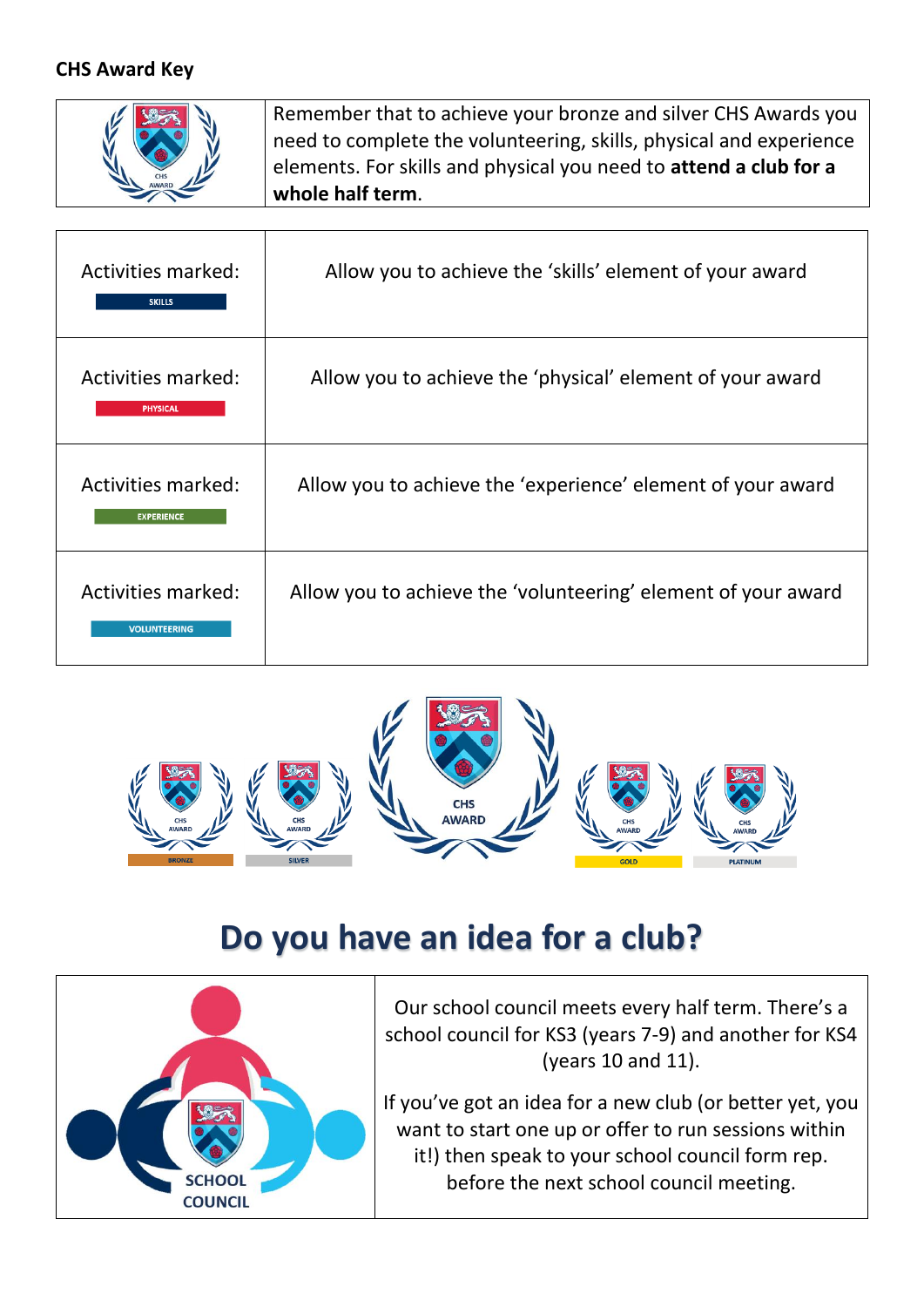**CHS Award Key**

| | |
|---|---|
| CHS AWARD | Remember that to achieve your bronze and silver CHS Awards you need to complete the volunteering, skills, physical and experience elements. For skills and physical you need to **attend a club for a whole half term**. |

| | |
|---|---|
| Activities marked: SKILLS | Allow you to achieve the 'skills' element of your award |
| Activities marked: PHYSICAL | Allow you to achieve the 'physical' element of your award |
| Activities marked: EXPERIENCE | Allow you to achieve the 'experience' element of your award |
| Activities marked: VOLUNTEERING | Allow you to achieve the 'volunteering' element of your award |

CHS AWARD BRONZE
CHS AWARD SILVER
CHS AWARD
CHS AWARD GOLD
CHS AWARD PLATINUM

# Do you have an idea for a club?

| | |
|---|---|
| SCHOOL COUNCIL | Our school council meets every half term. There's a school council for KS3 (years 7-9) and another for KS4 (years 10 and 11).<br><br>If you've got an idea for a new club (or better yet, you want to start one up or offer to run sessions within it!) then speak to your school council form rep. before the next school council meeting. |